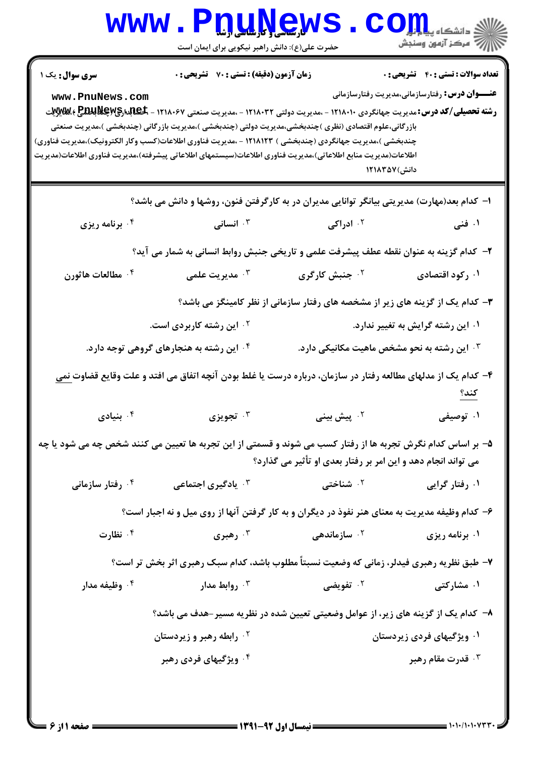**سری سوال:** یک ۱

**زمان آزمون (دقیقه) : تستی : ۷۰ تشریحی : ۰**

**تعداد سوالات : تستی : ۴۰ تشریحی : ۰**

**عنـــوان درس:** رفتارسازمانی،مدیریت رفتارسازمانی

**رشته تحصیلی/کد درس:** مدیریت جهانگردی ۱۲۱۸۰۱۰ - ،مدیریت دولتی ۱۲۱۸۰۳۲ - ،مدیریت صنعتی ۱۲۱۸۰۶۷ - ،حسابداری (چندبخشی )،مدیریت بازرگانی،علوم اقتصادی (نظری )چندبخشی،مدیریت دولتی (چندبخشی )،مدیریت بازرگانی (چندبخشی )،مدیریت صنعتی چندبخشی )،مدیریت جهانگردی (چندبخشی ) ۱۲۱۸۱۲۳ - ،مدیریت فناوری اطلاعات(کسب وکار الکترونیک)،مدیریت فناوری اطلاعات(مدیریت منابع اطلاعاتی)،مدیریت فناوری اطلاعات(سیستمهای اطلاعاتی پیشرفته)،مدیریت فناوری اطلاعات(مدیریت دانش) ۱۲۱۸۳۵۷

۱- کدام بعد(مهارت) مدیریتی بیانگر توانایی مدیران در به کارگرفتن فنون، روشها و دانش می باشد؟

۱. فنی
۲. ادراکی
۳. انسانی
۴. برنامه ریزی

۲- کدام گزینه به عنوان نقطه عطف پیشرفت علمی و تاریخی جنبش روابط انسانی به شمار می آید؟

۱. رکود اقتصادی
۲. جنبش کارگری
۳. مدیریت علمی
۴. مطالعات هاثورن

۳- کدام یک از گزینه های زیر از مشخصه های رفتار سازمانی از نظر کامینگز می باشد؟

۱. این رشته گرایش به تغییر ندارد.
۲. این رشته کاربردی است.
۳. این رشته به نحو مشخص ماهیت مکانیکی دارد.
۴. این رشته به هنجارهای گروهی توجه دارد.

۴- کدام یک از مدلهای مطالعه رفتار در سازمان، درباره درست یا غلط بودن آنچه اتفاق می افتد و علت وقایع قضاوت نمی کند؟

۱. توصیفی
۲. پیش بینی
۳. تجویزی
۴. بنیادی

۵- بر اساس کدام نگرش تجربه ها از رفتار کسب می شوند و قسمتی از این تجربه ها تعیین می کنند شخص چه می شود یا چه می تواند انجام دهد و این امر بر رفتار بعدی او تأثیر می گذارد؟

۱. رفتار گرایی
۲. شناختی
۳. یادگیری اجتماعی
۴. رفتار سازمانی

۶- کدام وظیفه مدیریت به معنای هنر نفوذ در دیگران و به کار گرفتن آنها از روی میل و نه اجبار است؟

۱. برنامه ریزی
۲. سازماندهی
۳. رهبری
۴. نظارت

۷- طبق نظریه رهبری فیدلر، زمانی که وضعیت نسبتاً مطلوب باشد، کدام سبک رهبری اثر بخش تر است؟

۱. مشارکتی
۲. تفویضی
۳. روابط مدار
۴. وظیفه مدار

۸- کدام یک از گزینه های زیر، از عوامل وضعیتی تعیین شده در نظریه مسیر-هدف می باشد؟

۱. ویژگیهای فردی زیردستان
۲. رابطه رهبر و زیردستان
۳. قدرت مقام رهبر
۴. ویژگیهای فردی رهبر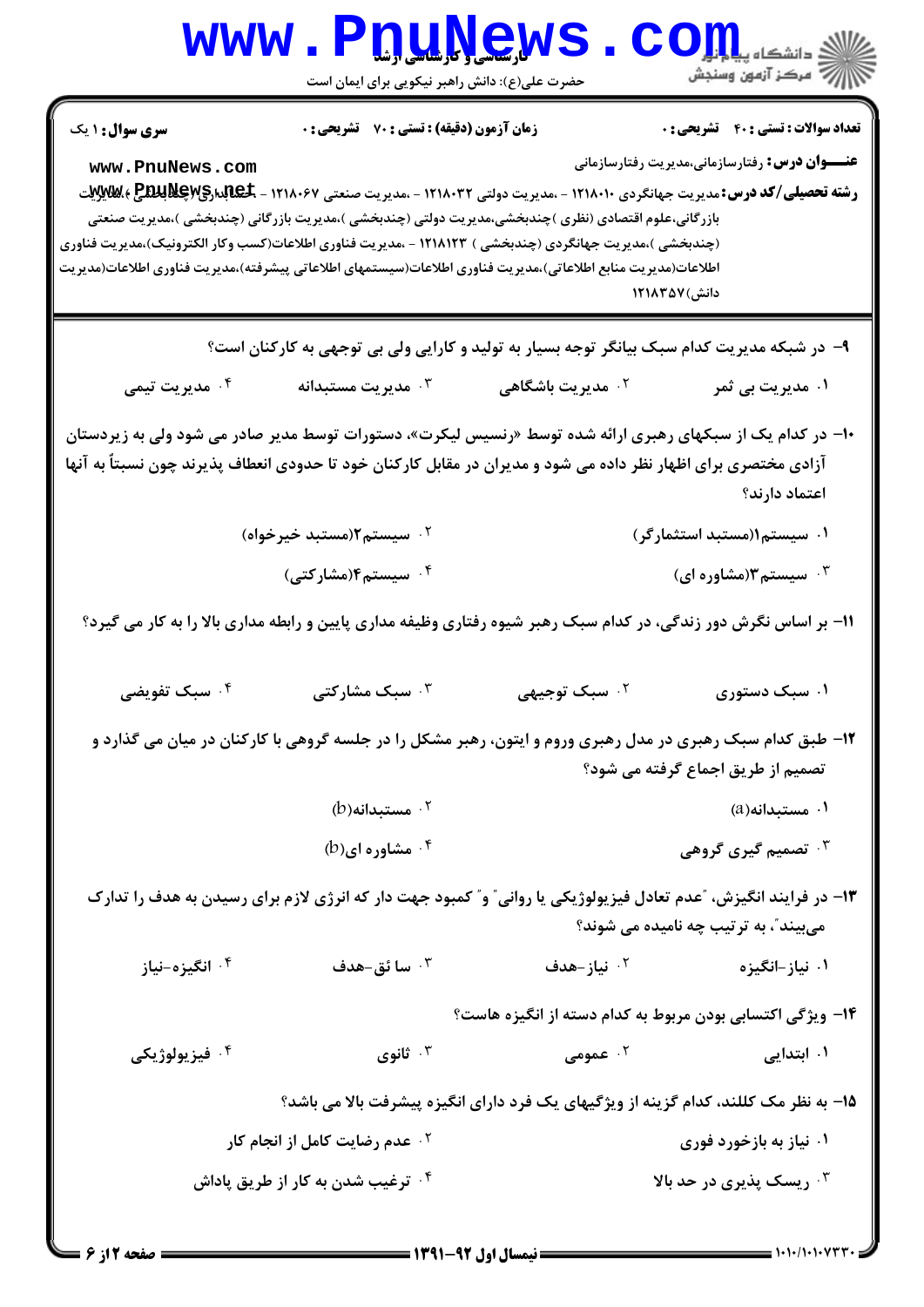**سری سوال:** ۱ یک | **زمان آزمون (دقیقه) : تستی :** ۷۰ **تشریحی :** ۰ | **تعداد سوالات : تستی :** ۴۰ **تشریحی :** ۰

**عنـــوان درس:** رفتارسازمانی،مدیریت رفتارسازمانی

**رشته تحصیلی/کد درس:** مدیریت جهانگردی ۱۲۱۸۰۱۰ - ،مدیریت دولتی ۱۲۱۸۰۳۲ - ،مدیریت صنعتی ۱۲۱۸۰۶۷ - ،حسابداری (چندبخشی )،مدیریت بازرگانی،علوم اقتصادی (نظری )چندبخشی،مدیریت دولتی (چندبخشی )،مدیریت بازرگانی (چندبخشی )،مدیریت صنعتی (چندبخشی )،مدیریت جهانگردی (چندبخشی ) ۱۲۱۸۱۲۳ - ،مدیریت فناوری اطلاعات(کسب وکار الکترونیک)،مدیریت فناوری اطلاعات(مدیریت منابع اطلاعاتی)،مدیریت فناوری اطلاعات(سیستمهای اطلاعاتی پیشرفته)،مدیریت فناوری اطلاعات(مدیریت دانش) ۱۲۱۸۳۵۷

۹- در شبکه مدیریت کدام سبک بیانگر توجه بسیار به تولید و کارایی ولی بی توجهی به کارکنان است؟

۱. مدیریت بی ثمر
۲. مدیریت باشگاهی
۳. مدیریت مستبدانه
۴. مدیریت تیمی

۱۰- در کدام یک از سبکهای رهبری ارائه شده توسط «رنسیس لیکرت»، دستورات توسط مدیر صادر می شود ولی به زیردستان آزادی مختصری برای اظهار نظر داده می شود و مدیران در مقابل کارکنان خود تا حدودی انعطاف پذیرند چون نسبتاً به آنها اعتماد دارند؟

۱. سیستم۱(مستبد استثمارگر)
۲. سیستم۲(مستبد خیرخواه)
۳. سیستم۳(مشاوره ای)
۴. سیستم۴(مشارکتی)

۱۱- بر اساس نگرش دور زندگی، در کدام سبک رهبر شیوه رفتاری وظیفه مداری پایین و رابطه مداری بالا را به کار می گیرد؟

۱. سبک دستوری
۲. سبک توجیهی
۳. سبک مشارکتی
۴. سبک تفویضی

۱۲- طبق کدام سبک رهبری در مدل رهبری وروم و ایتون، رهبر مشکل را در جلسه گروهی با کارکنان در میان می گذارد و تصمیم از طریق اجماع گرفته می شود؟

۱. مستبدانه(a)
۲. مستبدانه(b)
۳. تصمیم گیری گروهی
۴. مشاوره ای(b)

۱۳- در فرایند انگیزش، "عدم تعادل فیزیولوژیکی یا روانی" و "کمبود جهت دار که انرژی لازم برای رسیدن به هدف را تدارک می‌بیند"، به ترتیب چه نامیده می شوند؟

۱. نیاز-انگیزه
۲. نیاز-هدف
۳. سائق-هدف
۴. انگیزه-نیاز

۱۴- ویژگی اکتسابی بودن مربوط به کدام دسته از انگیزه هاست؟

۱. ابتدایی
۲. عمومی
۳. ثانوی
۴. فیزیولوژیکی

۱۵- به نظر مک کللند، کدام گزینه از ویژگیهای یک فرد دارای انگیزه پیشرفت بالا می باشد؟

۱. نیاز به بازخورد فوری
۲. عدم رضایت کامل از انجام کار
۳. ریسک پذیری در حد بالا
۴. ترغیب شدن به کار از طریق پاداش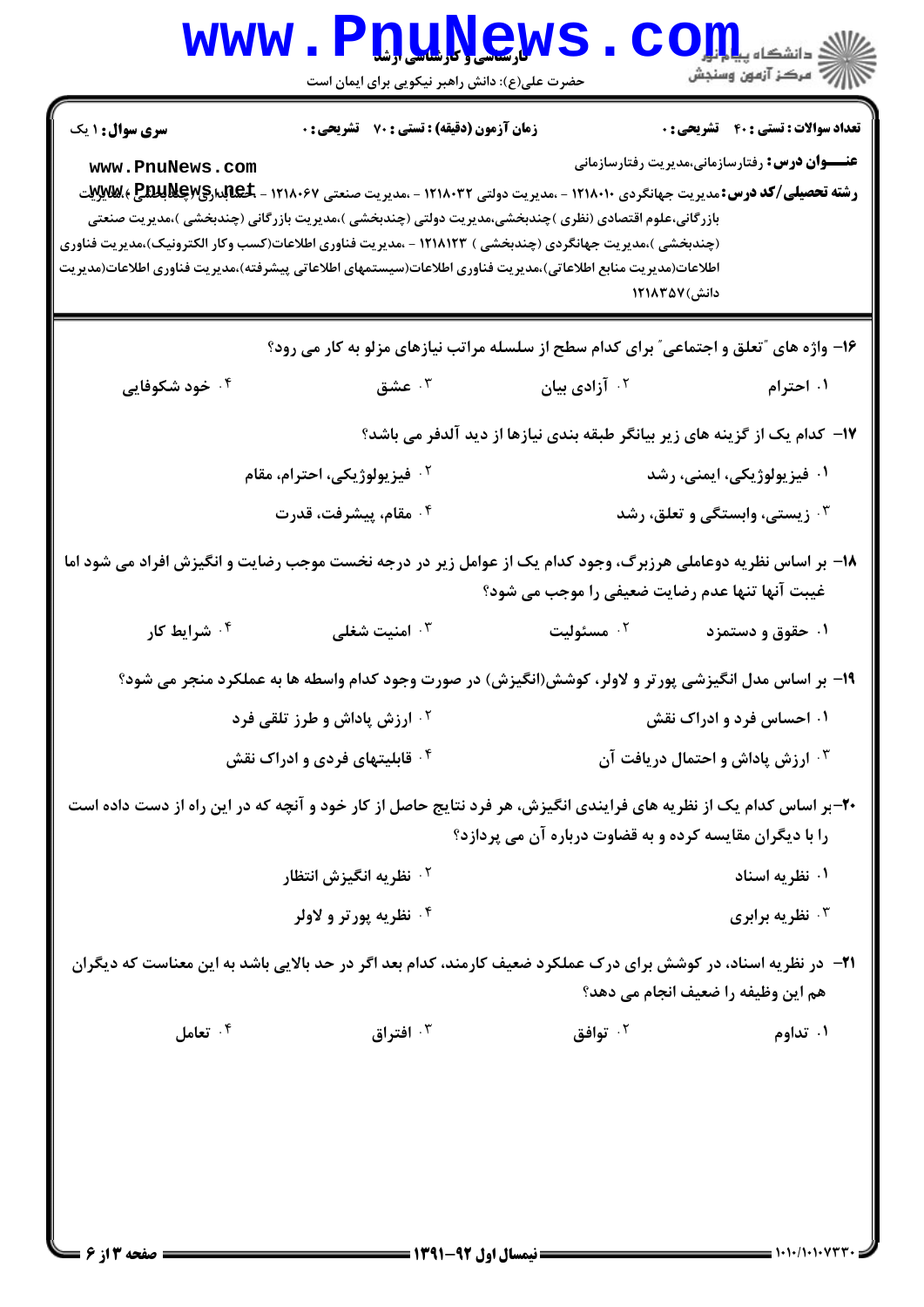**سری سوال:** ۱ یک

**زمان آزمون (دقیقه) : تستی :** ۷۰ **تشریحی :** ۰

**تعداد سوالات : تستی :** ۴۰ **تشریحی :** ۰

**عنـــوان درس:** رفتارسازمانی،مدیریت رفتارسازمانی

**رشته تحصیلی/کد درس:** مدیریت جهانگردی ۱۲۱۸۰۱۰ - ،مدیریت دولتی ۱۲۱۸۰۳۲ - ،مدیریت صنعتی ۱۲۱۸۰۶۷ - ،حسابداری (چندبخشی )،مدیریت بازرگانی،علوم اقتصادی (نظری )چندبخشی،مدیریت دولتی (چندبخشی )،مدیریت بازرگانی (چندبخشی )،مدیریت صنعتی (چندبخشی )،مدیریت جهانگردی (چندبخشی ) ۱۲۱۸۱۲۳ - ،مدیریت فناوری اطلاعات(کسب وکار الکترونیک)،مدیریت فناوری اطلاعات(مدیریت منابع اطلاعاتی)،مدیریت فناوری اطلاعات(سیستمهای اطلاعاتی پیشرفته)،مدیریت فناوری اطلاعات(مدیریت دانش)۱۲۱۸۳۵۷

---

۱۶- واژه های "تعلق و اجتماعی" برای کدام سطح از سلسله مراتب نیازهای مزلو به کار می رود؟

۱. احترام
۲. آزادی بیان
۳. عشق
۴. خود شکوفایی

۱۷- کدام یک از گزینه های زیر بیانگر طبقه بندی نیازها از دید آلدفر می باشد؟

۱. فیزیولوژیکی، ایمنی، رشد
۲. فیزیولوژیکی، احترام، مقام
۳. زیستی، وابستگی و تعلق، رشد
۴. مقام، پیشرفت، قدرت

۱۸- بر اساس نظریه دوعاملی هرزبرگ، وجود کدام یک از عوامل زیر در درجه نخست موجب رضایت و انگیزش افراد می شود اما غیبت آنها تنها عدم رضایت ضعیفی را موجب می شود؟

۱. حقوق و دستمزد
۲. مسئولیت
۳. امنیت شغلی
۴. شرایط کار

۱۹- بر اساس مدل انگیزشی پورتر و لاولر، کوشش(انگیزش) در صورت وجود کدام واسطه ها به عملکرد منجر می شود؟

۱. احساس فرد و ادراک نقش
۲. ارزش پاداش و طرز تلقی فرد
۳. ارزش پاداش و احتمال دریافت آن
۴. قابلیتهای فردی و ادراک نقش

۲۰- بر اساس کدام یک از نظریه های فرایندی انگیزش، هر فرد نتایج حاصل از کار خود و آنچه که در این راه از دست داده است را با دیگران مقایسه کرده و به قضاوت درباره آن می پردازد؟

۱. نظریه اسناد
۲. نظریه انگیزش انتظار
۳. نظریه برابری
۴. نظریه پورتر و لاولر

۲۱- در نظریه اسناد، در کوشش برای درک عملکرد ضعیف کارمند، کدام بعد اگر در حد بالایی باشد به این معناست که دیگران هم این وظیفه را ضعیف انجام می دهد؟

۱. تداوم
۲. توافق
۳. افتراق
۴. تعامل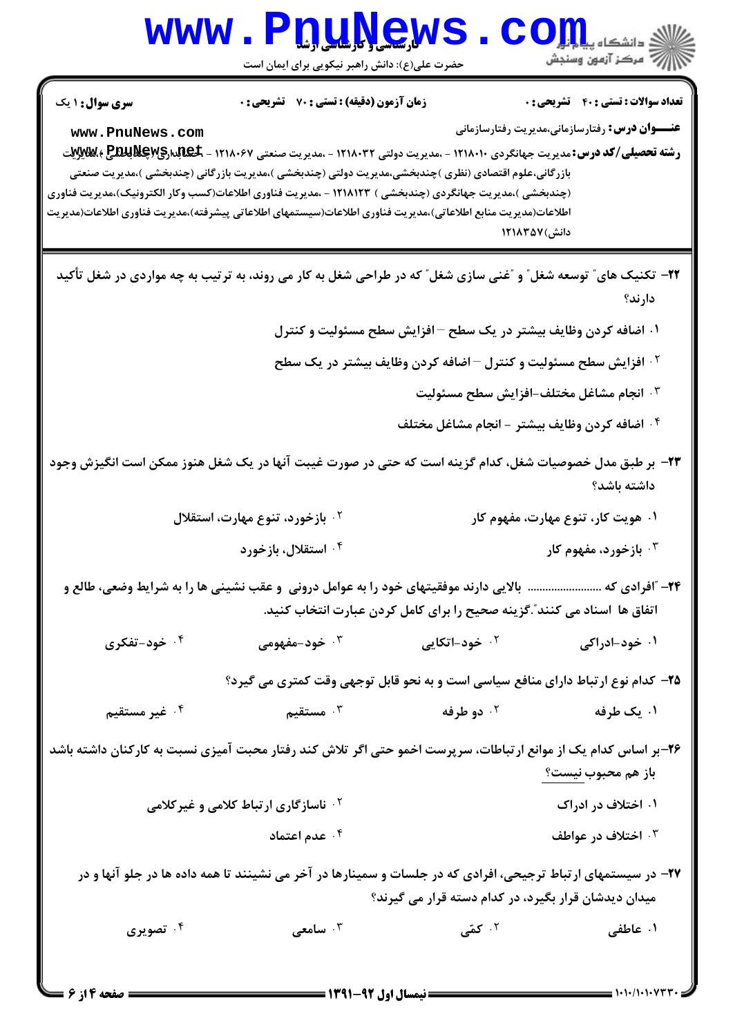**سری سوال:** ۱ یک

**زمان آزمون (دقیقه) : تستی : ۷۰ تشریحی : ۰**

**تعداد سوالات : تستی : ۴۰ تشریحی : ۰**

**عنـــوان درس:** رفتارسازمانی،مدیریت رفتارسازمانی

**رشته تحصیلی/کد درس:** مدیریت جهانگردی ۱۲۱۸۰۱۰ - ،مدیریت دولتی ۱۲۱۸۰۳۲ - ،مدیریت صنعتی ۱۲۱۸۰۶۷ - ،حسابداری (چندبخشی )،مدیریت بازرگانی،علوم اقتصادی (نظری )چندبخشی،مدیریت دولتی (چندبخشی )،مدیریت بازرگانی (چندبخشی )،مدیریت صنعتی (چندبخشی )،مدیریت جهانگردی (چندبخشی ) ۱۲۱۸۱۲۳ - ،مدیریت فناوری اطلاعات(کسب وکار الکترونیک)،مدیریت فناوری اطلاعات(مدیریت منابع اطلاعاتی)،مدیریت فناوری اطلاعات(سیستمهای اطلاعاتی پیشرفته)،مدیریت فناوری اطلاعات(مدیریت دانش)۱۲۱۸۳۵۷

۲۲- تکنیک های" توسعه شغل" و "غنی سازی شغل" که در طراحی شغل به کار می روند، به ترتیب به چه مواردی در شغل تأکید دارند؟

۱. اضافه کردن وظایف بیشتر در یک سطح – افزایش سطح مسئولیت و کنترل

۲. افزایش سطح مسئولیت و کنترل – اضافه کردن وظایف بیشتر در یک سطح

۳. انجام مشاغل مختلف-افزایش سطح مسئولیت

۴. اضافه کردن وظایف بیشتر - انجام مشاغل مختلف

۲۳- بر طبق مدل خصوصیات شغل، کدام گزینه است که حتی در صورت غیبت آنها در یک شغل هنوز ممکن است انگیزش وجود داشته باشد؟

۱. هویت کار، تنوع مهارت، مفهوم کار

۲. بازخورد، تنوع مهارت، استقلال

۳. بازخورد، مفهوم کار

۴. استقلال، بازخورد

۲۴- "افرادی که ........................ بالایی دارند موفقیتهای خود را به عوامل درونی و عقب نشینی ها را به شرایط وضعی، طالع و اتفاق ها اسناد می کنند".گزینه صحیح را برای کامل کردن عبارت انتخاب کنید.

۱. خود-ادراکی

۲. خود-اتکایی

۳. خود-مفهومی

۴. خود-تفکری

۲۵- کدام نوع ارتباط دارای منافع سیاسی است و به نحو قابل توجهی وقت کمتری می گیرد؟

۱. یک طرفه

۲. دو طرفه

۳. مستقیم

۴. غیر مستقیم

۲۶-بر اساس کدام یک از موانع ارتباطات، سرپرست اخمو حتی اگر تلاش کند رفتار محبت آمیزی نسبت به کارکنان داشته باشد باز هم محبوب نیست؟

۱. اختلاف در ادراک

۲. ناسازگاری ارتباط کلامی و غیرکلامی

۳. اختلاف در عواطف

۴. عدم اعتماد

۲۷- در سیستمهای ارتباط ترجیحی، افرادی که در جلسات و سمینارها در آخر می نشینند تا همه داده ها در جلو آنها و در میدان دیدشان قرار بگیرد، در کدام دسته قرار می گیرند؟

۱. عاطفی

۲. کمّی

۳. سامعی

۴. تصویری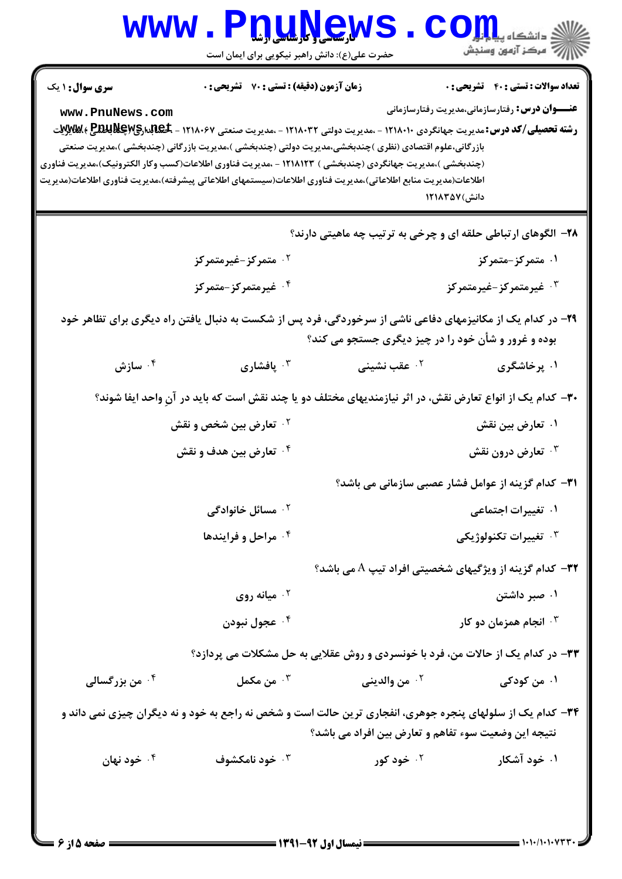**سری سوال:** ۱ یک | **زمان آزمون (دقیقه) : تستی :** ۷۰ **تشریحی :** ۰ | **تعداد سوالات : تستی :** ۴۰ **تشریحی :** ۰

**عنـــوان درس:** رفتارسازمانی،مدیریت رفتارسازمانی

**رشته تحصیلی/کد درس:** مدیریت جهانگردی ۱۲۱۸۰۱۰ - ،مدیریت دولتی ۱۲۱۸۰۳۲ - ،مدیریت صنعتی ۱۲۱۸۰۶۷ - ،حسابداری (چندبخشی )،مدیریت بازرگانی،علوم اقتصادی (نظری )چندبخشی،مدیریت دولتی (چندبخشی )،مدیریت بازرگانی (چندبخشی )،مدیریت صنعتی (چندبخشی )،مدیریت جهانگردی (چندبخشی ) ۱۲۱۸۱۲۳ - ،مدیریت فناوری اطلاعات(کسب وکار الکترونیک)،مدیریت فناوری اطلاعات(مدیریت منابع اطلاعاتی)،مدیریت فناوری اطلاعات(سیستمهای اطلاعاتی پیشرفته)،مدیریت فناوری اطلاعات(مدیریت دانش)۱۲۱۸۳۵۷

۲۸- الگوهای ارتباطی حلقه ای و چرخی به ترتیب چه ماهیتی دارند؟

۱. متمرکز-متمرکز
۲. متمرکز-غیرمتمرکز
۳. غیرمتمرکز-غیرمتمرکز
۴. غیرمتمرکز-متمرکز

۲۹- در کدام یک از مکانیزمهای دفاعی ناشی از سرخوردگی، فرد پس از شکست به دنبال یافتن راه دیگری برای تظاهر خود بوده و غرور و شأن خود را در چیز دیگری جستجو می کند؟

۱. پرخاشگری
۲. عقب نشینی
۳. پافشاری
۴. سازش

۳۰- کدام یک از انواع تعارض نقش، در اثر نیازمندیهای مختلف دو یا چند نقش است که باید در آنِ واحد ایفا شوند؟

۱. تعارض بین نقش
۲. تعارض بین شخص و نقش
۳. تعارض درون نقش
۴. تعارض بین هدف و نقش

۳۱- کدام گزینه از عوامل فشار عصبی سازمانی می باشد؟

۱. تغییرات اجتماعی
۲. مسائل خانوادگی
۳. تغییرات تکنولوژیکی
۴. مراحل و فرایندها

۳۲- کدام گزینه از ویژگیهای شخصیتی افراد تیپ A می باشد؟

۱. صبر داشتن
۲. میانه روی
۳. انجام همزمان دو کار
۴. عجول نبودن

۳۳- در کدام یک از حالات من، فرد با خونسردی و روش عقلایی به حل مشکلات می پردازد؟

۱. من کودکی
۲. من والدینی
۳. من مکمل
۴. من بزرگسالی

۳۴- کدام یک از سلولهای پنجره جوهری، انفجاری ترین حالت است و شخص نه راجع به خود و نه دیگران چیزی نمی داند و نتیجه این وضعیت سوء تفاهم و تعارض بین افراد می باشد؟

۱. خود آشکار
۲. خود کور
۳. خود نامکشوف
۴. خود نهان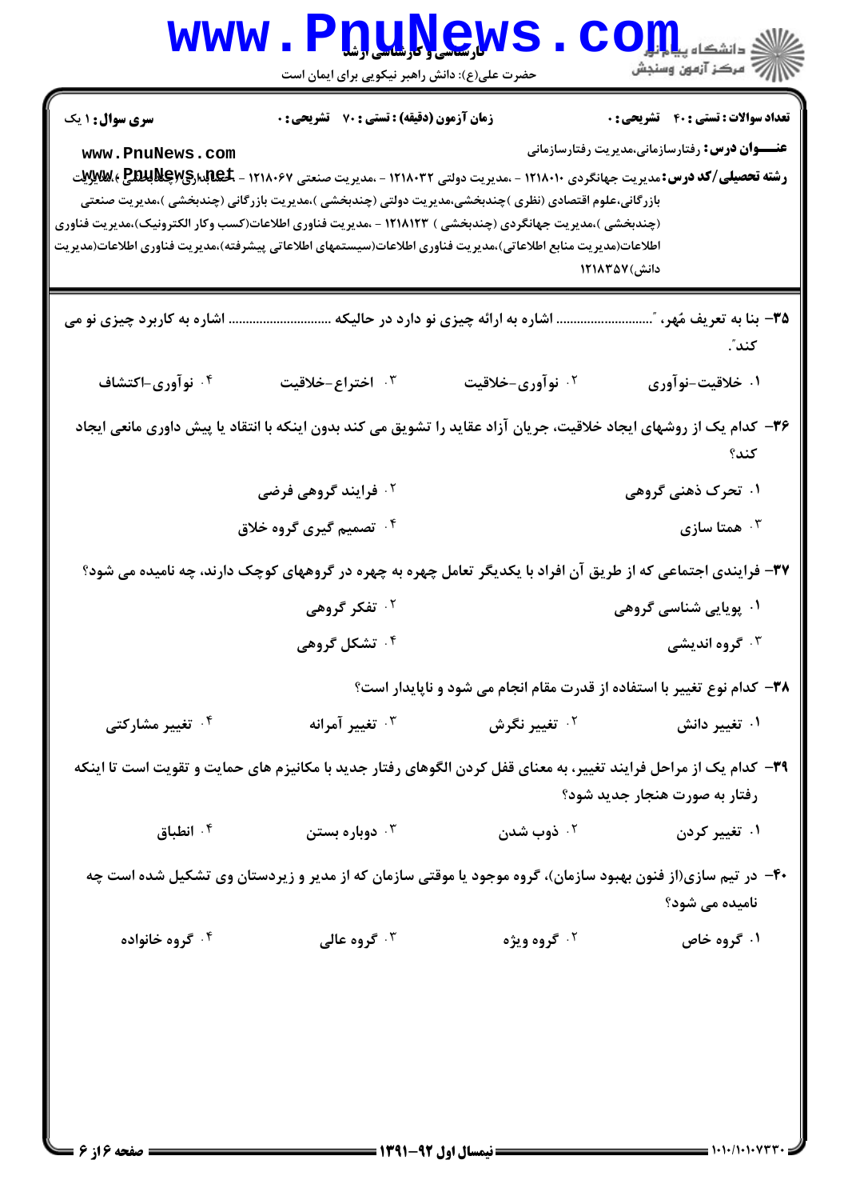**سری سوال:** ۱ یک

**زمان آزمون (دقیقه) : تستی :** ۷۰ **تشریحی :** ۰

**تعداد سوالات : تستی :** ۴۰ **تشریحی :** ۰

**عنـــوان درس:** رفتارسازمانی،مدیریت رفتارسازمانی

**رشته تحصیلی/کد درس:** مدیریت جهانگردی ۱۲۱۸۰۱۰ - ،مدیریت دولتی ۱۲۱۸۰۳۲ - ،مدیریت صنعتی ۱۲۱۸۰۶۷ - ،حسابداری (چندبخشی )،مدیریت بازرگانی،علوم اقتصادی (نظری )چندبخشی،مدیریت دولتی (چندبخشی )،مدیریت بازرگانی (چندبخشی )،مدیریت صنعتی (چندبخشی )،مدیریت جهانگردی (چندبخشی ) ۱۲۱۸۱۲۳ - ،مدیریت فناوری اطلاعات(کسب وکار الکترونیک)،مدیریت فناوری اطلاعات(مدیریت منابع اطلاعاتی)،مدیریت فناوری اطلاعات(سیستمهای اطلاعاتی پیشرفته)،مدیریت فناوری اطلاعات(مدیریت دانش)۱۲۱۸۳۵۷

۳۵- بنا به تعریف مُهر، "........................... اشاره به ارائه چیزی نو دارد در حالیکه ........................... اشاره به کاربرد چیزی نو می کند".

۱. خلاقیت-نوآوری
۲. نوآوری-خلاقیت
۳. اختراع-خلاقیت
۴. نوآوری-اکتشاف

۳۶- کدام یک از روشهای ایجاد خلاقیت، جریان آزاد عقاید را تشویق می کند بدون اینکه با انتقاد یا پیش داوری مانعی ایجاد کند؟

۱. تحرک ذهنی گروهی
۲. فرایند گروهی فرضی
۳. همتا سازی
۴. تصمیم گیری گروه خلاق

۳۷- فرایندی اجتماعی که از طریق آن افراد با یکدیگر تعامل چهره به چهره در گروههای کوچک دارند، چه نامیده می شود؟

۱. پویایی شناسی گروهی
۲. تفکر گروهی
۳. گروه اندیشی
۴. تشکل گروهی

۳۸- کدام نوع تغییر با استفاده از قدرت مقام انجام می شود و ناپایدار است؟

۱. تغییر دانش
۲. تغییر نگرش
۳. تغییر آمرانه
۴. تغییر مشارکتی

۳۹- کدام یک از مراحل فرایند تغییر، به معنای قفل کردن الگوهای رفتار جدید با مکانیزم های حمایت و تقویت است تا اینکه رفتار به صورت هنجار جدید شود؟

۱. تغییر کردن
۲. ذوب شدن
۳. دوباره بستن
۴. انطباق

۴۰- در تیم سازی(از فنون بهبود سازمان)، گروه موجود یا موقتی سازمان که از مدیر و زیردستان وی تشکیل شده است چه نامیده می شود؟

۱. گروه خاص
۲. گروه ویژه
۳. گروه عالی
۴. گروه خانواده